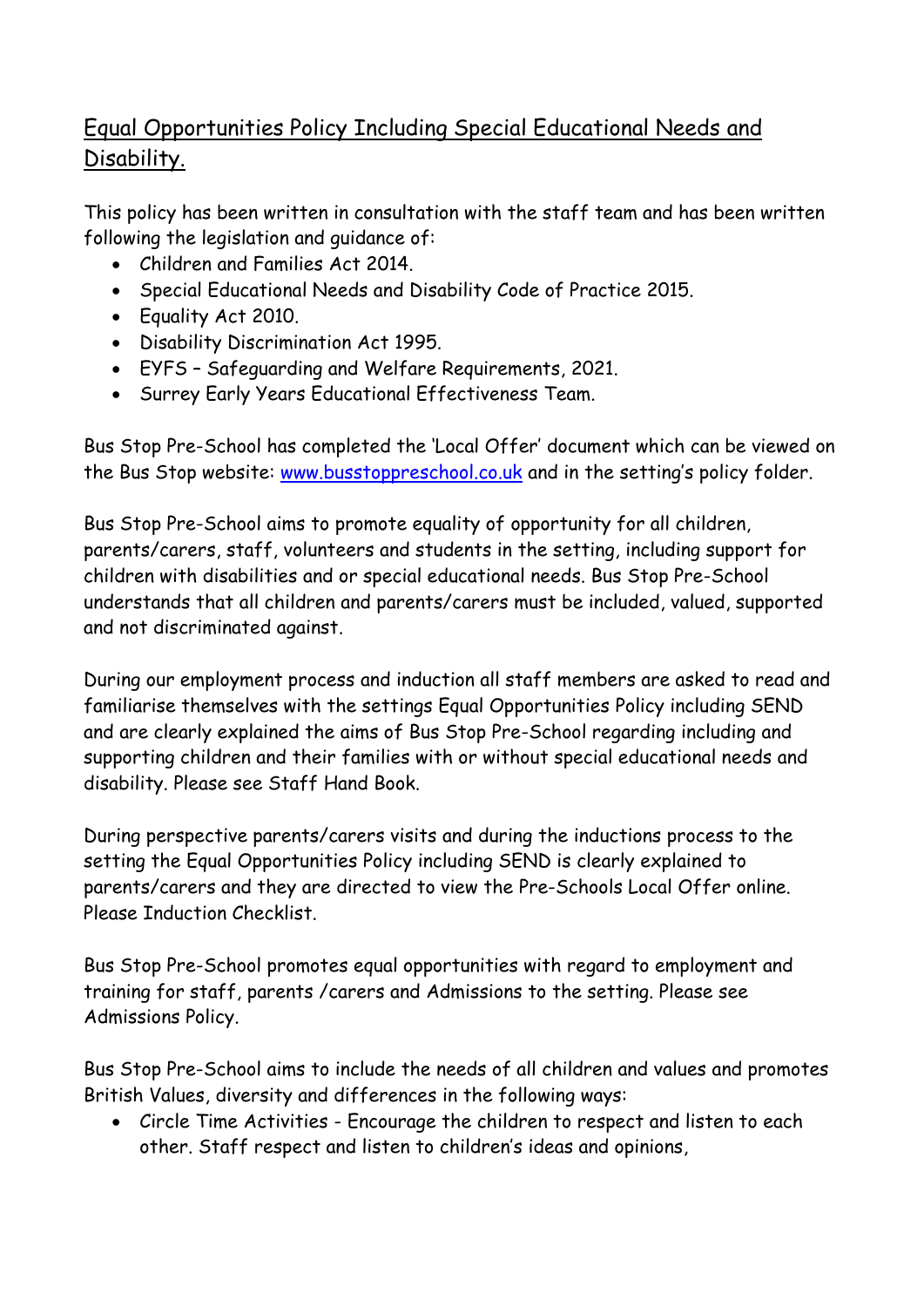# Equal Opportunities Policy Including Special Educational Needs and Disability.

This policy has been written in consultation with the staff team and has been written following the legislation and guidance of:

- Children and Families Act 2014.
- Special Educational Needs and Disability Code of Practice 2015.
- Equality Act 2010.
- Disability Discrimination Act 1995.
- EYFS – Safeguarding and Welfare Requirements, 2021.
- Surrey Early Years Educational Effectiveness Team.

Bus Stop Pre-School has completed the 'Local Offer' document which can be viewed on the Bus Stop website: [www.busstoppreschool.co.uk](http://www.busstoppreschool.co.uk) and in the setting's policy folder.

Bus Stop Pre-School aims to promote equality of opportunity for all children, parents/carers, staff, volunteers and students in the setting, including support for children with disabilities and or special educational needs. Bus Stop Pre-School understands that all children and parents/carers must be included, valued, supported and not discriminated against.

During our employment process and induction all staff members are asked to read and familiarise themselves with the settings Equal Opportunities Policy including SEND and are clearly explained the aims of Bus Stop Pre-School regarding including and supporting children and their families with or without special educational needs and disability. Please see Staff Hand Book.

During perspective parents/carers visits and during the inductions process to the setting the Equal Opportunities Policy including SEND is clearly explained to parents/carers and they are directed to view the Pre-Schools Local Offer online. Please Induction Checklist.

Bus Stop Pre-School promotes equal opportunities with regard to employment and training for staff, parents /carers and Admissions to the setting. Please see Admissions Policy.

Bus Stop Pre-School aims to include the needs of all children and values and promotes British Values, diversity and differences in the following ways:

- Circle Time Activities - Encourage the children to respect and listen to each other. Staff respect and listen to children's ideas and opinions,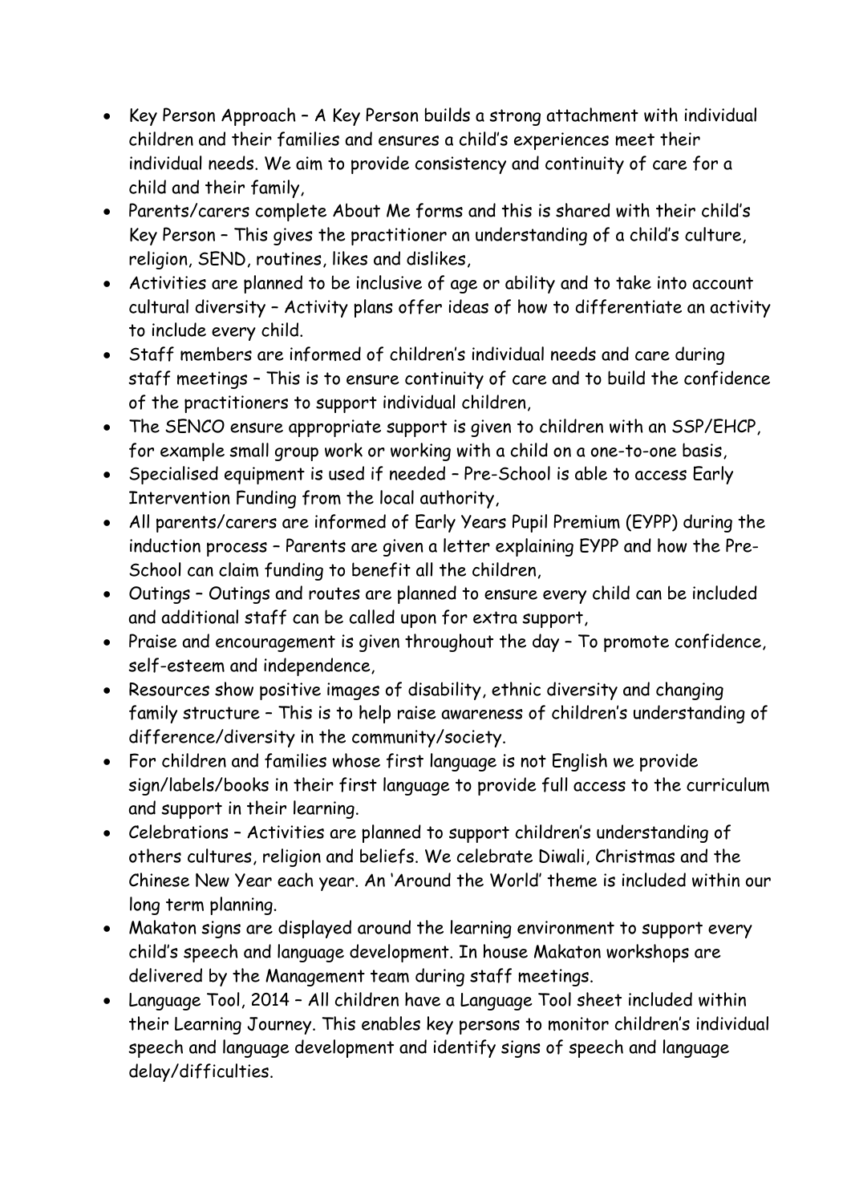- Key Person Approach – A Key Person builds a strong attachment with individual children and their families and ensures a child's experiences meet their individual needs. We aim to provide consistency and continuity of care for a child and their family,
- Parents/carers complete About Me forms and this is shared with their child's Key Person – This gives the practitioner an understanding of a child's culture, religion, SEND, routines, likes and dislikes,
- Activities are planned to be inclusive of age or ability and to take into account cultural diversity – Activity plans offer ideas of how to differentiate an activity to include every child.
- Staff members are informed of children's individual needs and care during staff meetings – This is to ensure continuity of care and to build the confidence of the practitioners to support individual children,
- The SENCO ensure appropriate support is given to children with an SSP/EHCP, for example small group work or working with a child on a one-to-one basis,
- Specialised equipment is used if needed – Pre-School is able to access Early Intervention Funding from the local authority,
- All parents/carers are informed of Early Years Pupil Premium (EYPP) during the induction process – Parents are given a letter explaining EYPP and how the Pre-School can claim funding to benefit all the children,
- Outings – Outings and routes are planned to ensure every child can be included and additional staff can be called upon for extra support,
- Praise and encouragement is given throughout the day – To promote confidence, self-esteem and independence,
- Resources show positive images of disability, ethnic diversity and changing family structure – This is to help raise awareness of children's understanding of difference/diversity in the community/society.
- For children and families whose first language is not English we provide sign/labels/books in their first language to provide full access to the curriculum and support in their learning.
- Celebrations – Activities are planned to support children's understanding of others cultures, religion and beliefs. We celebrate Diwali, Christmas and the Chinese New Year each year. An 'Around the World' theme is included within our long term planning.
- Makaton signs are displayed around the learning environment to support every child's speech and language development. In house Makaton workshops are delivered by the Management team during staff meetings.
- Language Tool, 2014 – All children have a Language Tool sheet included within their Learning Journey. This enables key persons to monitor children's individual speech and language development and identify signs of speech and language delay/difficulties.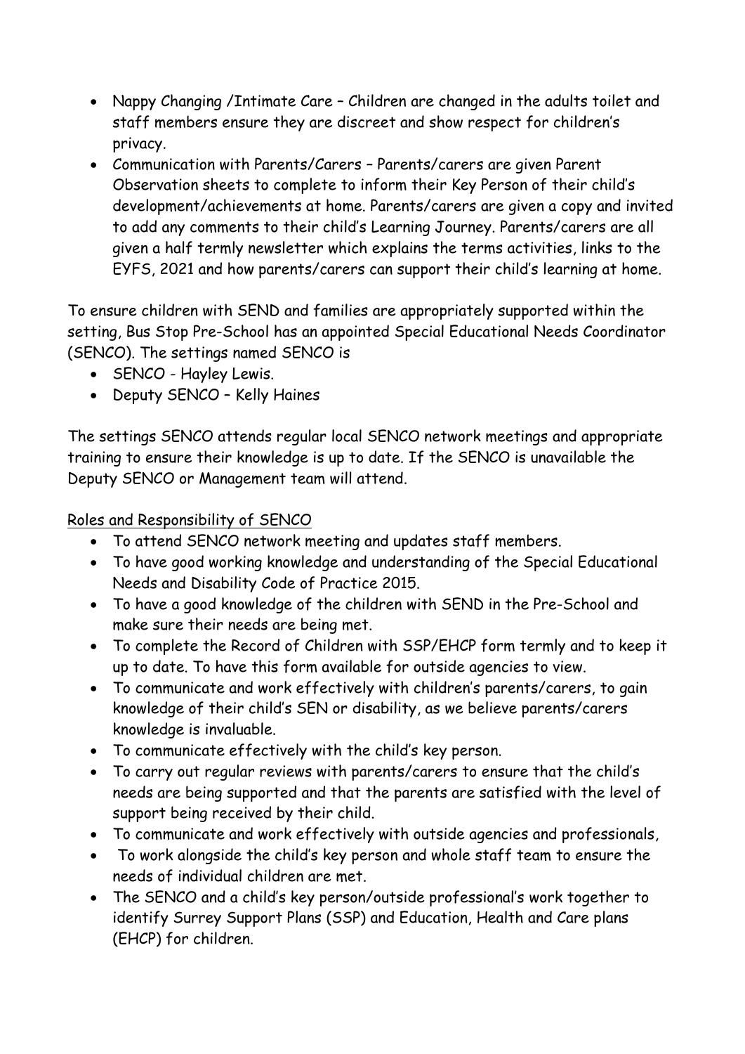- Nappy Changing /Intimate Care – Children are changed in the adults toilet and staff members ensure they are discreet and show respect for children's privacy.
- Communication with Parents/Carers – Parents/carers are given Parent Observation sheets to complete to inform their Key Person of their child's development/achievements at home. Parents/carers are given a copy and invited to add any comments to their child's Learning Journey. Parents/carers are all given a half termly newsletter which explains the terms activities, links to the EYFS, 2021 and how parents/carers can support their child's learning at home.

To ensure children with SEND and families are appropriately supported within the setting, Bus Stop Pre-School has an appointed Special Educational Needs Coordinator (SENCO). The settings named SENCO is

- SENCO - Hayley Lewis.
- Deputy SENCO – Kelly Haines

The settings SENCO attends regular local SENCO network meetings and appropriate training to ensure their knowledge is up to date. If the SENCO is unavailable the Deputy SENCO or Management team will attend.

<u>Roles and Responsibility of SENCO</u>

- To attend SENCO network meeting and updates staff members.
- To have good working knowledge and understanding of the Special Educational Needs and Disability Code of Practice 2015.
- To have a good knowledge of the children with SEND in the Pre-School and make sure their needs are being met.
- To complete the Record of Children with SSP/EHCP form termly and to keep it up to date. To have this form available for outside agencies to view.
- To communicate and work effectively with children's parents/carers, to gain knowledge of their child's SEN or disability, as we believe parents/carers knowledge is invaluable.
- To communicate effectively with the child's key person.
- To carry out regular reviews with parents/carers to ensure that the child's needs are being supported and that the parents are satisfied with the level of support being received by their child.
- To communicate and work effectively with outside agencies and professionals,
- To work alongside the child's key person and whole staff team to ensure the needs of individual children are met.
- The SENCO and a child's key person/outside professional's work together to identify Surrey Support Plans (SSP) and Education, Health and Care plans (EHCP) for children.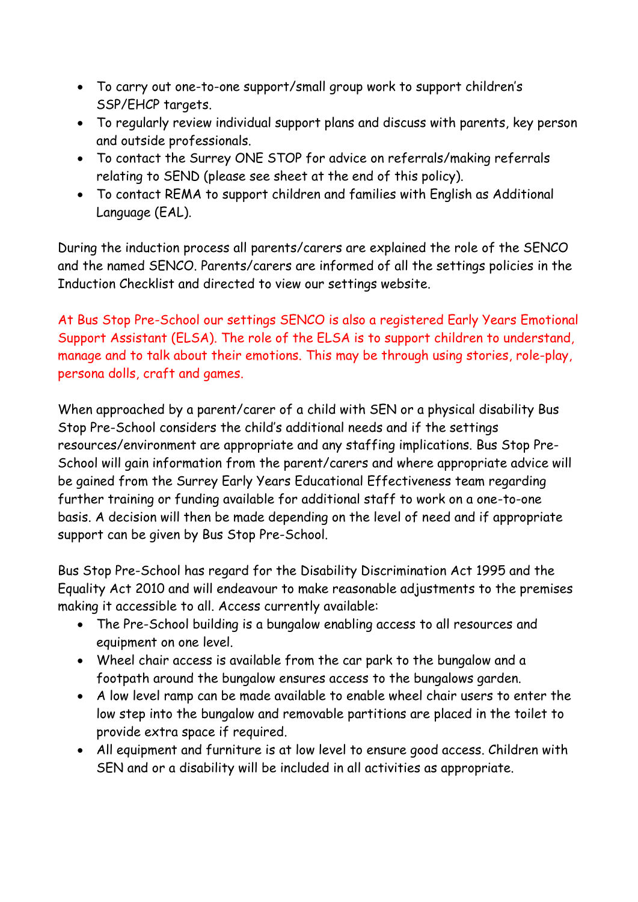- To carry out one-to-one support/small group work to support children's SSP/EHCP targets.
- To regularly review individual support plans and discuss with parents, key person and outside professionals.
- To contact the Surrey ONE STOP for advice on referrals/making referrals relating to SEND (please see sheet at the end of this policy).
- To contact REMA to support children and families with English as Additional Language (EAL).

During the induction process all parents/carers are explained the role of the SENCO and the named SENCO. Parents/carers are informed of all the settings policies in the Induction Checklist and directed to view our settings website.

At Bus Stop Pre-School our settings SENCO is also a registered Early Years Emotional Support Assistant (ELSA). The role of the ELSA is to support children to understand, manage and to talk about their emotions. This may be through using stories, role-play, persona dolls, craft and games.

When approached by a parent/carer of a child with SEN or a physical disability Bus Stop Pre-School considers the child's additional needs and if the settings resources/environment are appropriate and any staffing implications. Bus Stop Pre-School will gain information from the parent/carers and where appropriate advice will be gained from the Surrey Early Years Educational Effectiveness team regarding further training or funding available for additional staff to work on a one-to-one basis. A decision will then be made depending on the level of need and if appropriate support can be given by Bus Stop Pre-School.

Bus Stop Pre-School has regard for the Disability Discrimination Act 1995 and the Equality Act 2010 and will endeavour to make reasonable adjustments to the premises making it accessible to all. Access currently available:

- The Pre-School building is a bungalow enabling access to all resources and equipment on one level.
- Wheel chair access is available from the car park to the bungalow and a footpath around the bungalow ensures access to the bungalows garden.
- A low level ramp can be made available to enable wheel chair users to enter the low step into the bungalow and removable partitions are placed in the toilet to provide extra space if required.
- All equipment and furniture is at low level to ensure good access. Children with SEN and or a disability will be included in all activities as appropriate.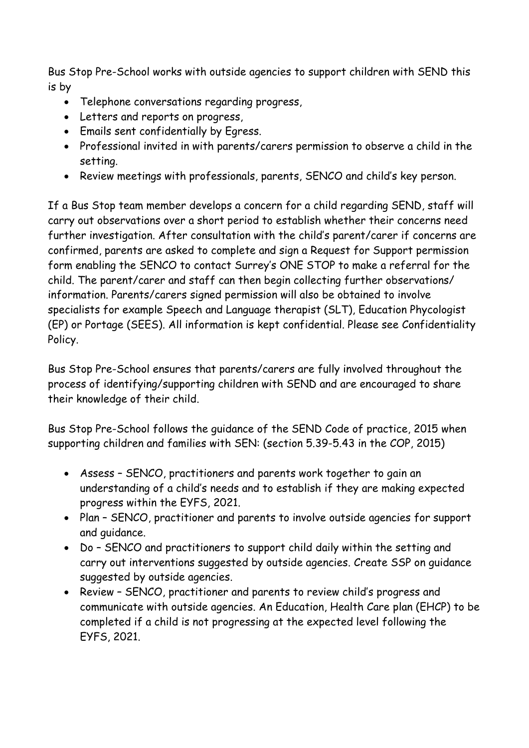Bus Stop Pre-School works with outside agencies to support children with SEND this is by

- Telephone conversations regarding progress,
- Letters and reports on progress,
- Emails sent confidentially by Egress.
- Professional invited in with parents/carers permission to observe a child in the setting.
- Review meetings with professionals, parents, SENCO and child's key person.

If a Bus Stop team member develops a concern for a child regarding SEND, staff will carry out observations over a short period to establish whether their concerns need further investigation. After consultation with the child's parent/carer if concerns are confirmed, parents are asked to complete and sign a Request for Support permission form enabling the SENCO to contact Surrey's ONE STOP to make a referral for the child. The parent/carer and staff can then begin collecting further observations/ information. Parents/carers signed permission will also be obtained to involve specialists for example Speech and Language therapist (SLT), Education Phycologist (EP) or Portage (SEES). All information is kept confidential. Please see Confidentiality Policy.

Bus Stop Pre-School ensures that parents/carers are fully involved throughout the process of identifying/supporting children with SEND and are encouraged to share their knowledge of their child.

Bus Stop Pre-School follows the guidance of the SEND Code of practice, 2015 when supporting children and families with SEN: (section 5.39-5.43 in the COP, 2015)

- Assess – SENCO, practitioners and parents work together to gain an understanding of a child's needs and to establish if they are making expected progress within the EYFS, 2021.
- Plan – SENCO, practitioner and parents to involve outside agencies for support and guidance.
- Do – SENCO and practitioners to support child daily within the setting and carry out interventions suggested by outside agencies. Create SSP on guidance suggested by outside agencies.
- Review – SENCO, practitioner and parents to review child's progress and communicate with outside agencies. An Education, Health Care plan (EHCP) to be completed if a child is not progressing at the expected level following the EYFS, 2021.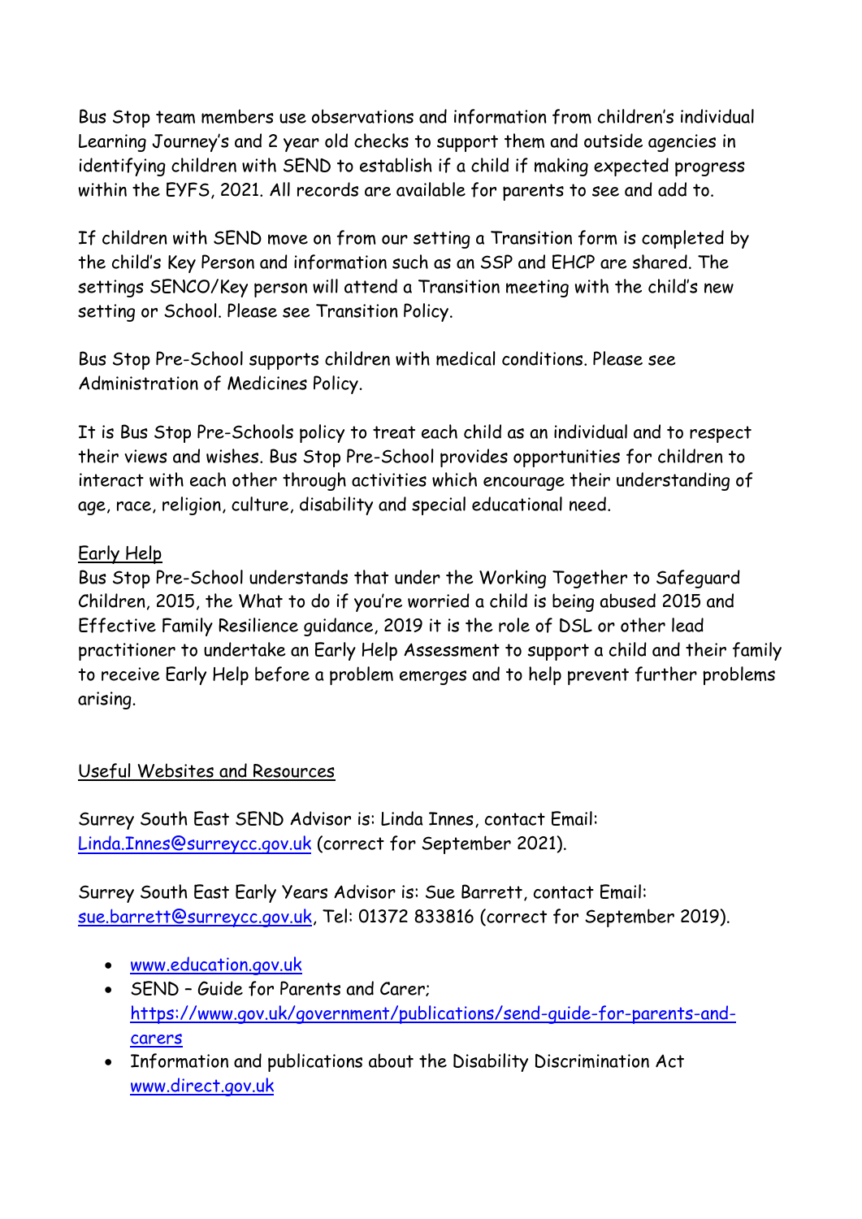Bus Stop team members use observations and information from children's individual Learning Journey's and 2 year old checks to support them and outside agencies in identifying children with SEND to establish if a child if making expected progress within the EYFS, 2021. All records are available for parents to see and add to.

If children with SEND move on from our setting a Transition form is completed by the child's Key Person and information such as an SSP and EHCP are shared. The settings SENCO/Key person will attend a Transition meeting with the child's new setting or School. Please see Transition Policy.

Bus Stop Pre-School supports children with medical conditions. Please see Administration of Medicines Policy.

It is Bus Stop Pre-Schools policy to treat each child as an individual and to respect their views and wishes. Bus Stop Pre-School provides opportunities for children to interact with each other through activities which encourage their understanding of age, race, religion, culture, disability and special educational need.

<u>Early Help</u>

Bus Stop Pre-School understands that under the Working Together to Safeguard Children, 2015, the What to do if you're worried a child is being abused 2015 and Effective Family Resilience guidance, 2019 it is the role of DSL or other lead practitioner to undertake an Early Help Assessment to support a child and their family to receive Early Help before a problem emerges and to help prevent further problems arising.

<u>Useful Websites and Resources</u>

Surrey South East SEND Advisor is: Linda Innes, contact Email: [Linda.Innes@surreycc.gov.uk](mailto:Linda.Innes@surreycc.gov.uk) (correct for September 2021).

Surrey South East Early Years Advisor is: Sue Barrett, contact Email: [sue.barrett@surreycc.gov.uk](mailto:sue.barrett@surreycc.gov.uk), Tel: 01372 833816 (correct for September 2019).

- [www.education.gov.uk](http://www.education.gov.uk)
- SEND – Guide for Parents and Carer; [https://www.gov.uk/government/publications/send-guide-for-parents-and-carers](https://www.gov.uk/government/publications/send-guide-for-parents-and-carers)
- Information and publications about the Disability Discrimination Act [www.direct.gov.uk](http://www.direct.gov.uk)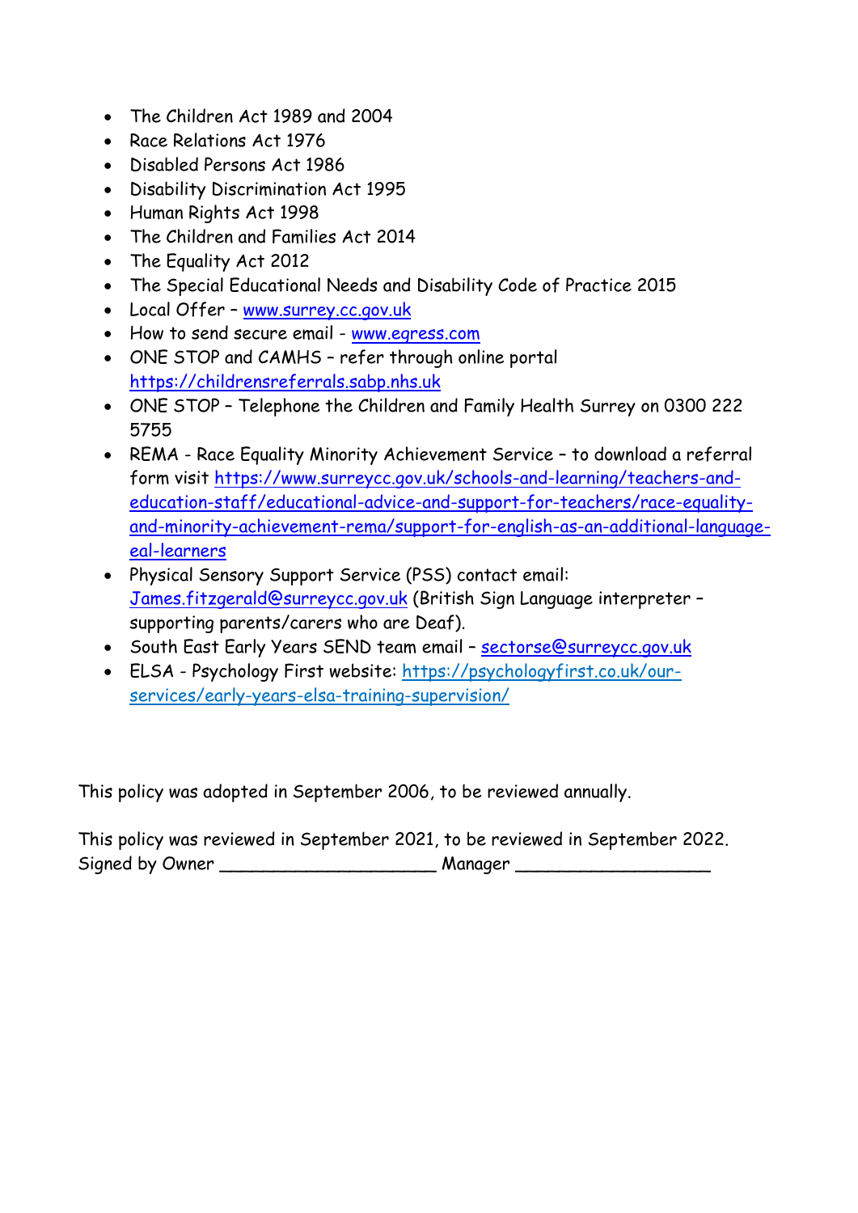- The Children Act 1989 and 2004
- Race Relations Act 1976
- Disabled Persons Act 1986
- Disability Discrimination Act 1995
- Human Rights Act 1998
- The Children and Families Act 2014
- The Equality Act 2012
- The Special Educational Needs and Disability Code of Practice 2015
- Local Offer – www.surrey.cc.gov.uk
- How to send secure email - www.egress.com
- ONE STOP and CAMHS – refer through online portal https://childrensreferrals.sabp.nhs.uk
- ONE STOP – Telephone the Children and Family Health Surrey on 0300 222 5755
- REMA - Race Equality Minority Achievement Service – to download a referral form visit https://www.surreycc.gov.uk/schools-and-learning/teachers-and-education-staff/educational-advice-and-support-for-teachers/race-equality-and-minority-achievement-rema/support-for-english-as-an-additional-language-eal-learners
- Physical Sensory Support Service (PSS) contact email: James.fitzgerald@surreycc.gov.uk (British Sign Language interpreter – supporting parents/carers who are Deaf).
- South East Early Years SEND team email – sectorse@surreycc.gov.uk
- ELSA - Psychology First website: https://psychologyfirst.co.uk/our-services/early-years-elsa-training-supervision/

This policy was adopted in September 2006, to be reviewed annually.

This policy was reviewed in September 2021, to be reviewed in September 2022.
Signed by Owner ____________________ Manager __________________